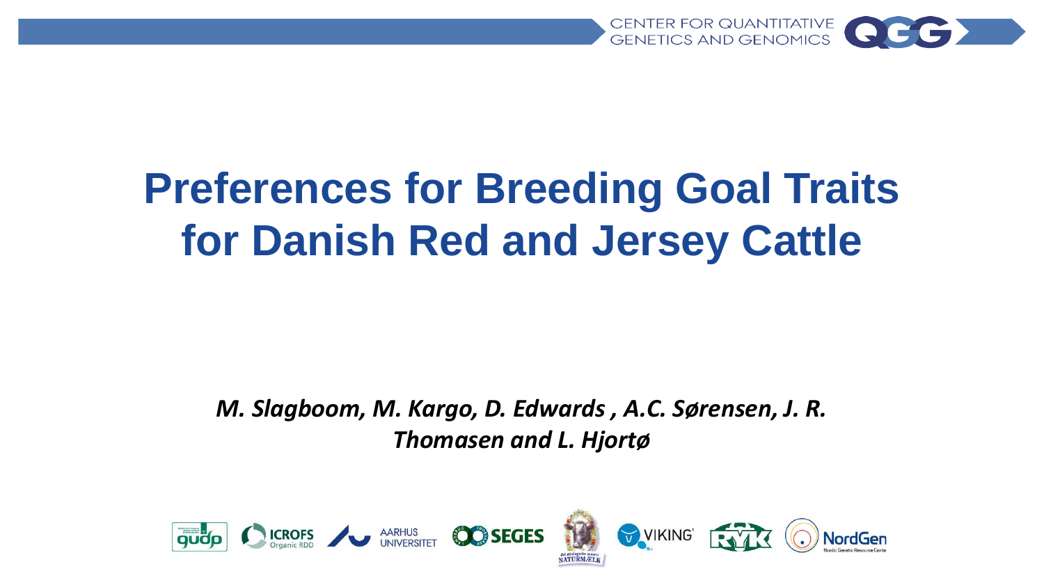# Preferences for Breeding Goal Traits for Danish Red and Jersey Cattle

*M. Slagboom, M. Kargo, D. Edwards , A.C. Sørensen, J. R. Thomasen and L. Hjortø*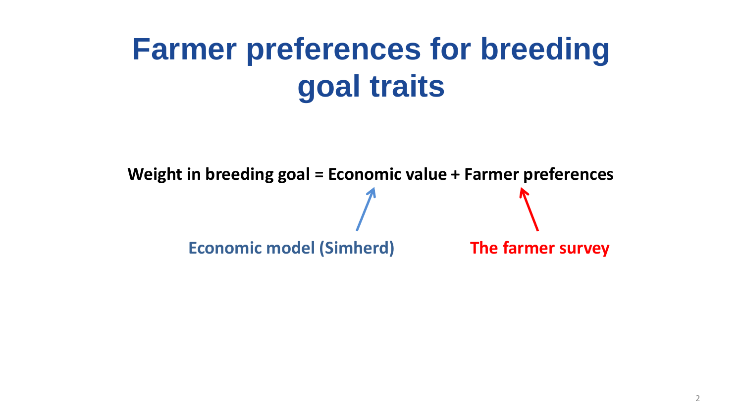# Farmer preferences for breeding goal traits

**Weight in breeding goal = Economic value + Farmer preferences**

**Economic model (Simherd)**

**The farmer survey**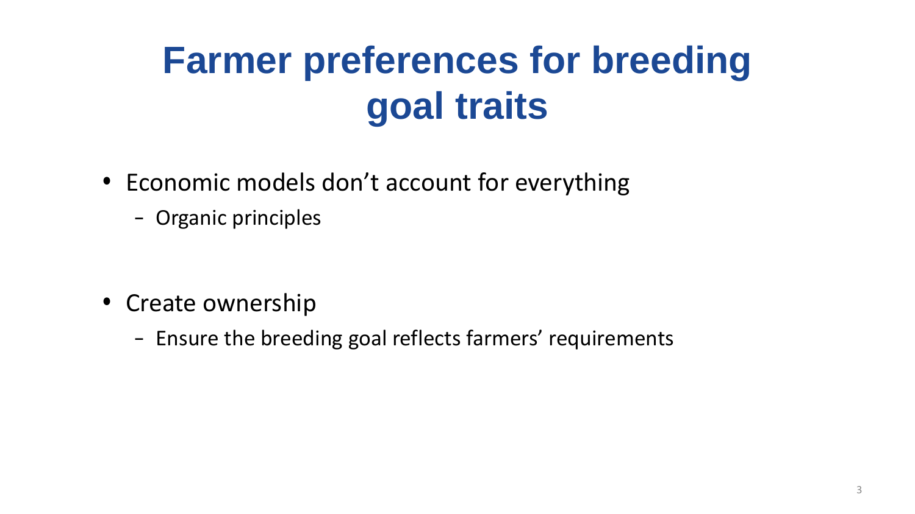# Farmer preferences for breeding goal traits

- Economic models don't account for everything
  - Organic principles

- Create ownership
  - Ensure the breeding goal reflects farmers' requirements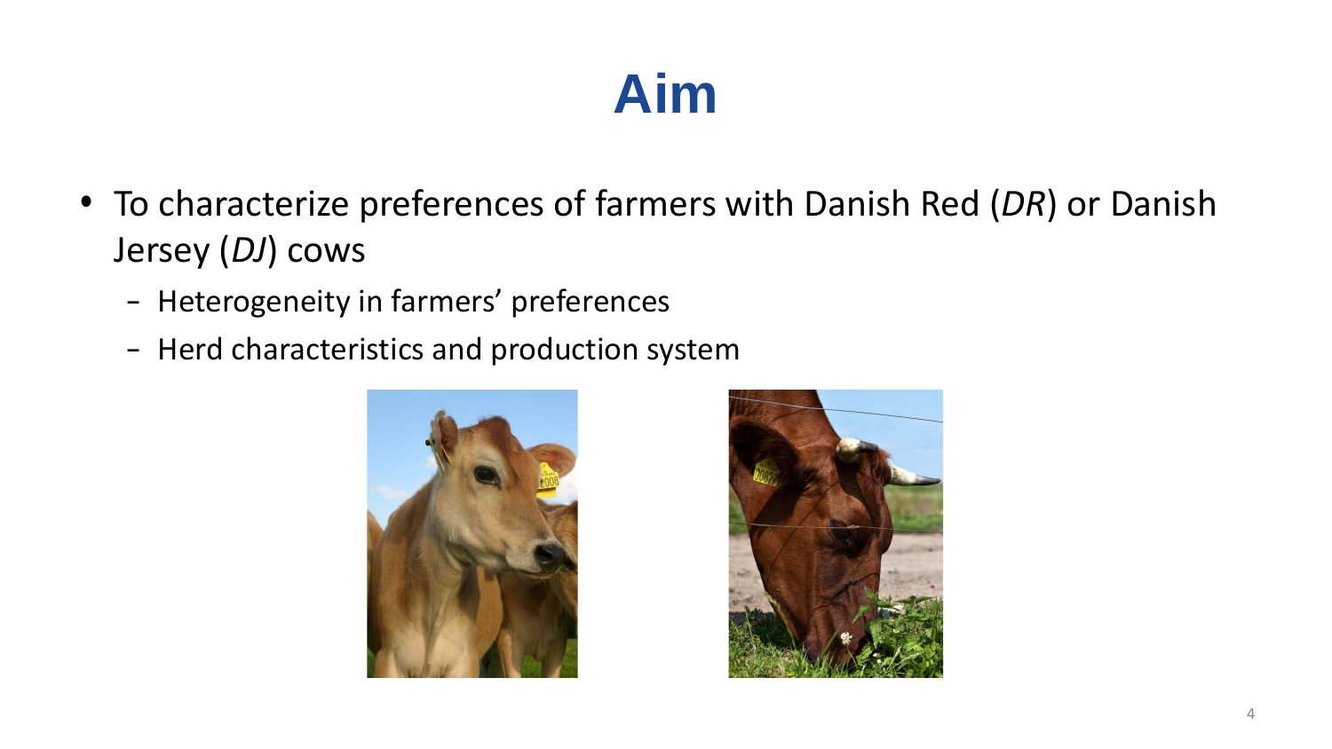# Aim

- To characterize preferences of farmers with Danish Red (*DR*) or Danish Jersey (*DJ*) cows
  - Heterogeneity in farmers' preferences
  - Herd characteristics and production system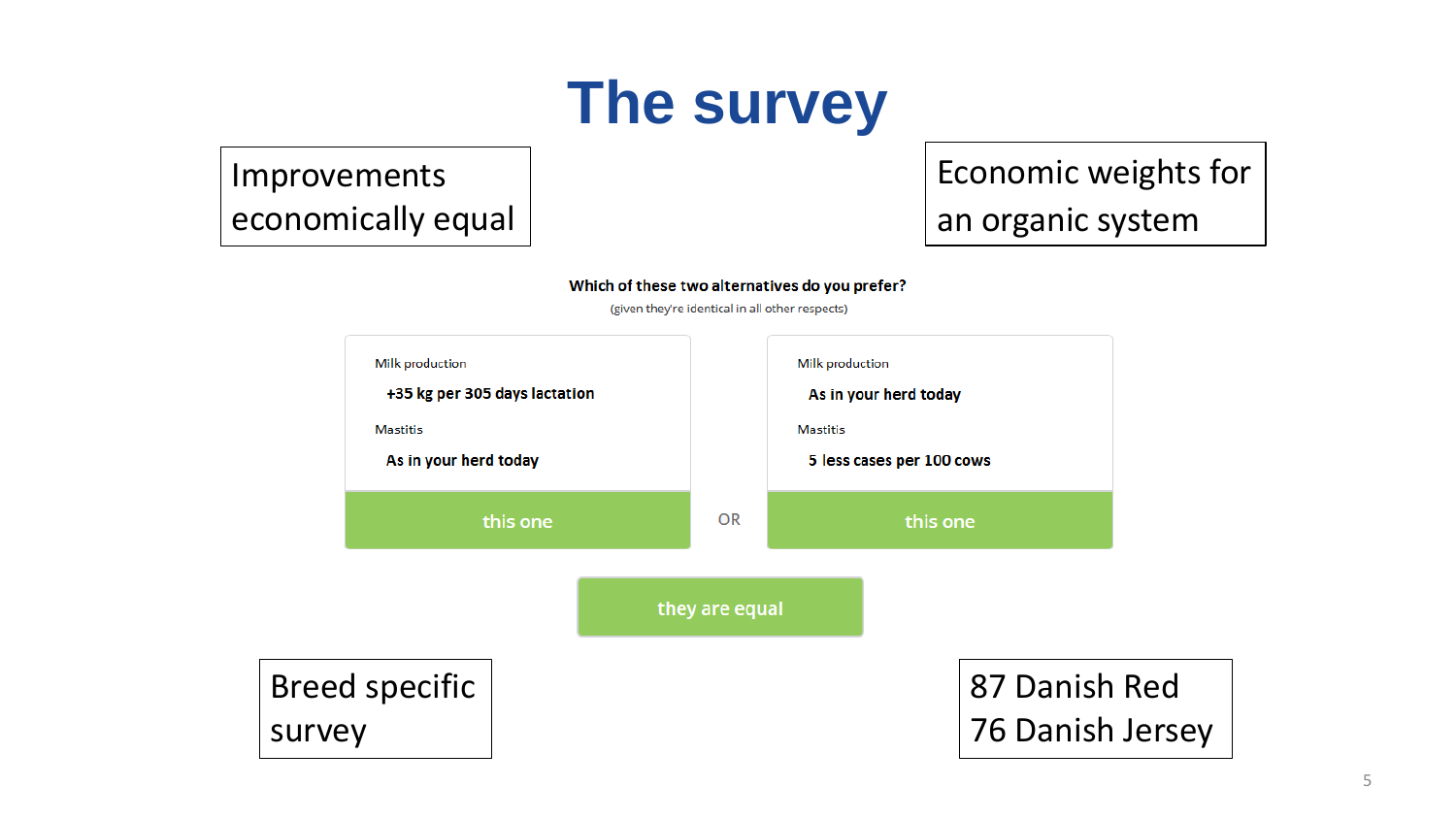# The survey

Improvements economically equal

Economic weights for an organic system

**Which of these two alternatives do you prefer?**

(given they're identical in all other respects)

| | | |
|---|---|---|
| Milk production<br>**+35 kg per 305 days lactation** | | Milk production<br>**As in your herd today** |
| Mastitis<br>**As in your herd today** | | Mastitis<br>**5 less cases per 100 cows** |
| this one | OR | this one |

they are equal

Breed specific survey

87 Danish Red
76 Danish Jersey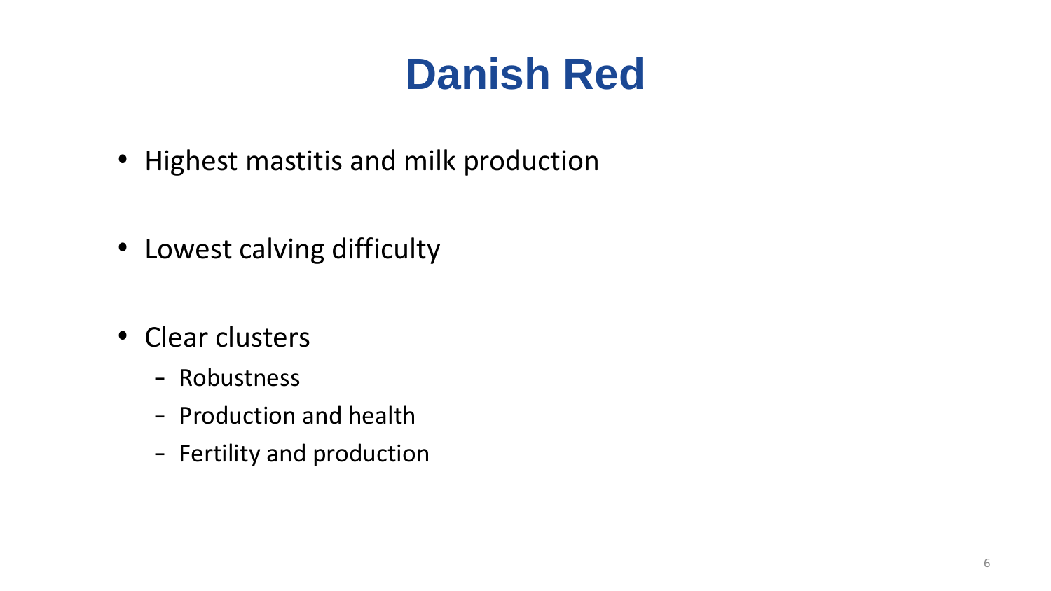# Danish Red

- Highest mastitis and milk production
- Lowest calving difficulty
- Clear clusters
  - Robustness
  - Production and health
  - Fertility and production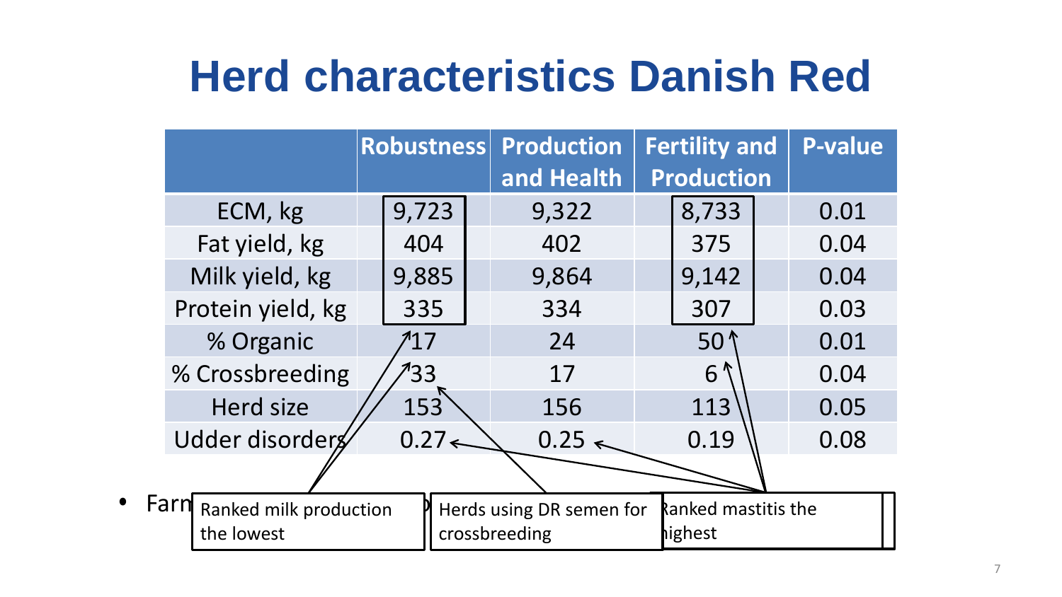# Herd characteristics Danish Red

| | Robustness | Production and Health | Fertility and Production | P-value |
|---|---|---|---|---|
| ECM, kg | 9,723 | 9,322 | 8,733 | 0.01 |
| Fat yield, kg | 404 | 402 | 375 | 0.04 |
| Milk yield, kg | 9,885 | 9,864 | 9,142 | 0.04 |
| Protein yield, kg | 335 | 334 | 307 | 0.03 |
| % Organic | 17 | 24 | 50 | 0.01 |
| % Crossbreeding | 33 | 17 | 6 | 0.04 |
| Herd size | 153 | 156 | 113 | 0.05 |
| Udder disorders | 0.27 | 0.25 | 0.19 | 0.08 |

- Farm…

Ranked milk production the lowest

Herds using DR semen for crossbreeding

Ranked mastitis the highest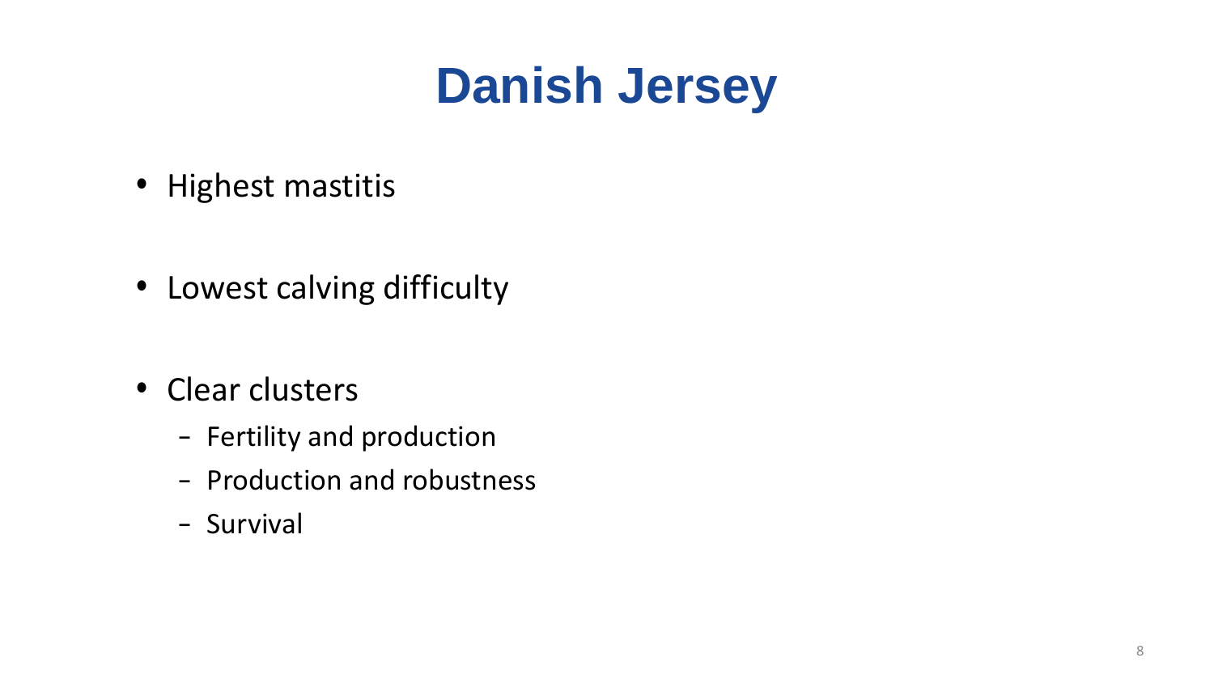# Danish Jersey

- Highest mastitis
- Lowest calving difficulty
- Clear clusters
  - Fertility and production
  - Production and robustness
  - Survival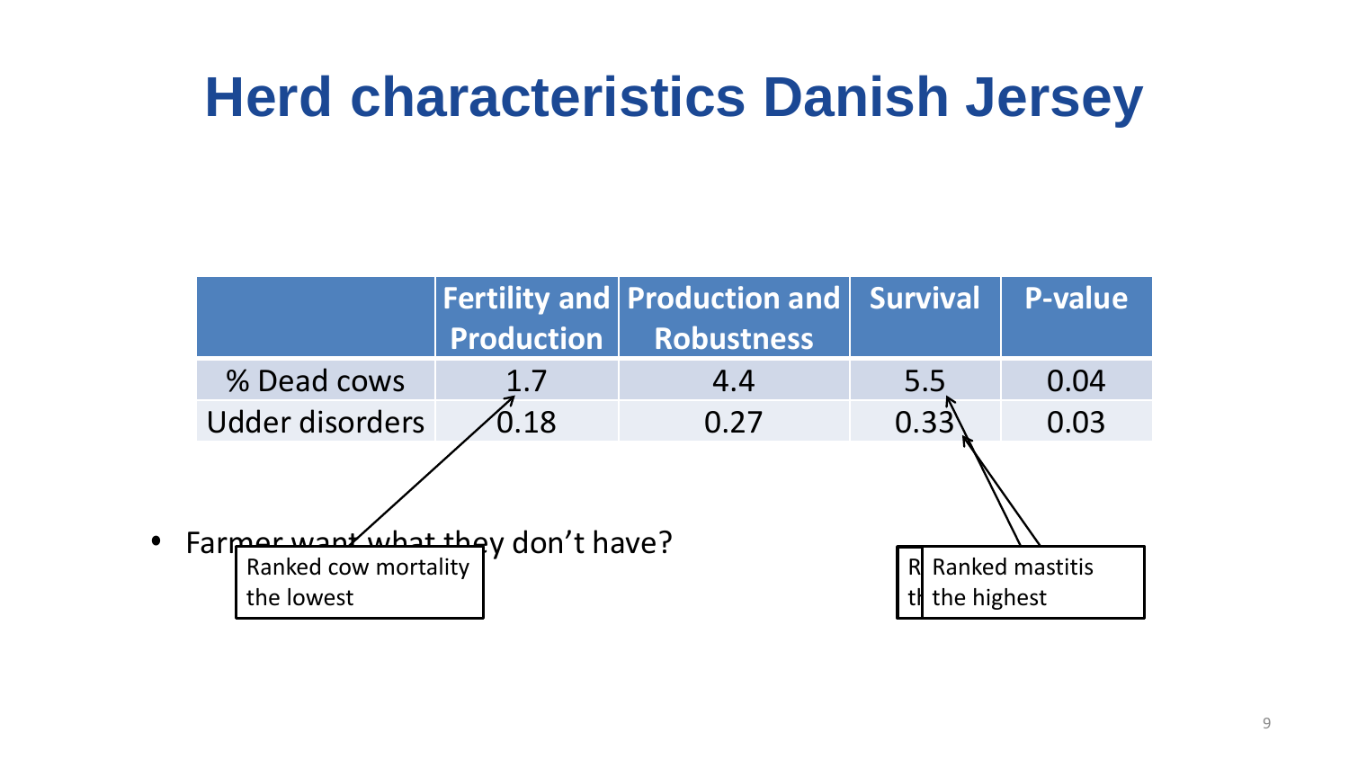# Herd characteristics Danish Jersey

| | Fertility and Production | Production and Robustness | Survival | P-value |
|---|---|---|---|---|
| % Dead cows | 1.7 | 4.4 | 5.5 | 0.04 |
| Udder disorders | 0.18 | 0.27 | 0.33 | 0.03 |

- Farmer want what they don't have?

Ranked cow mortality the lowest

Ranked mastitis the highest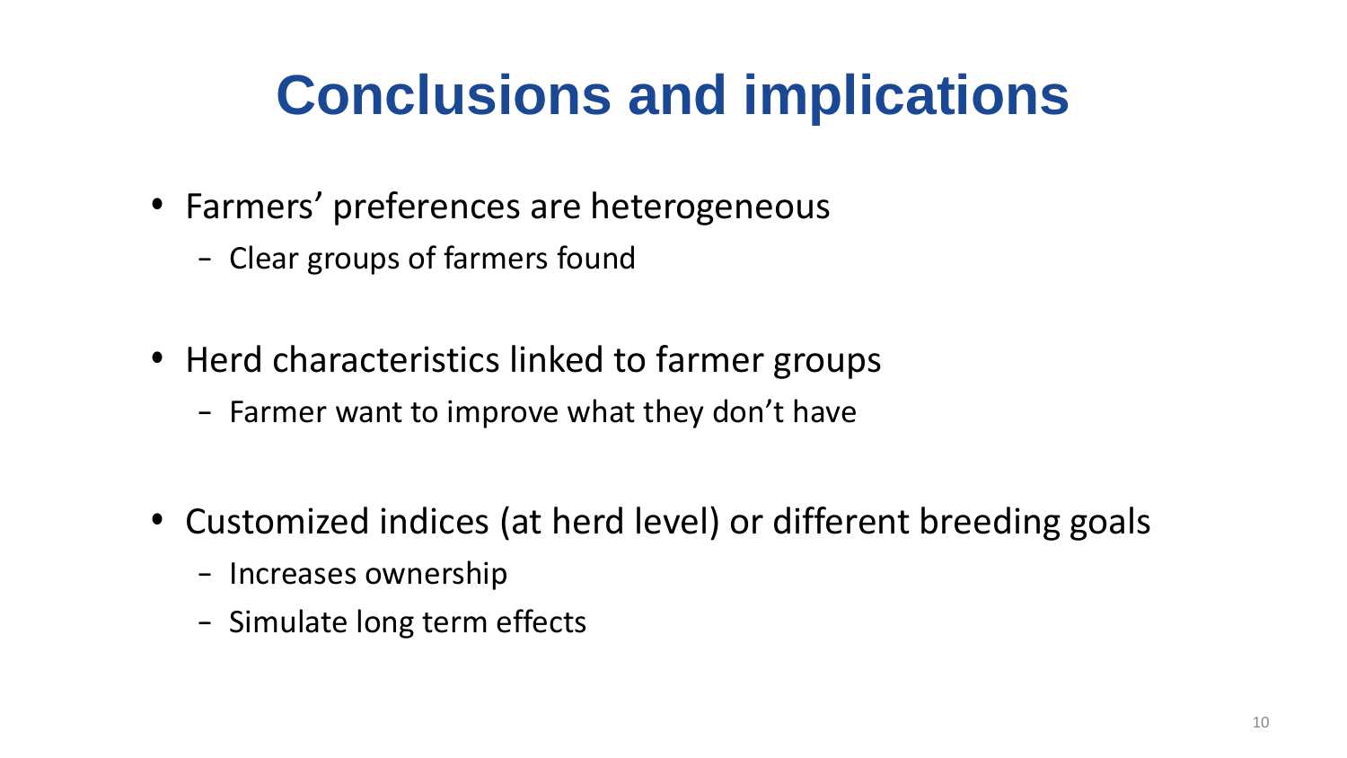# Conclusions and implications

- Farmers' preferences are heterogeneous
  - Clear groups of farmers found
- Herd characteristics linked to farmer groups
  - Farmer want to improve what they don't have
- Customized indices (at herd level) or different breeding goals
  - Increases ownership
  - Simulate long term effects